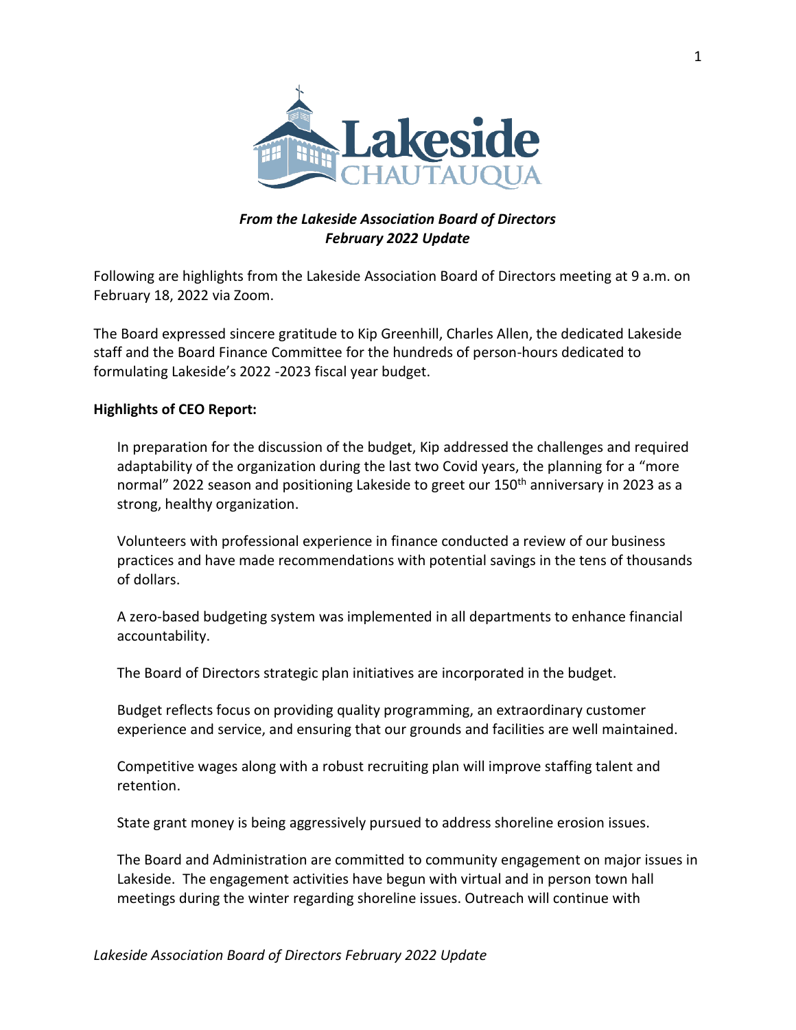***From the Lakeside Association Board of Directors***
***February 2022 Update***

Following are highlights from the Lakeside Association Board of Directors meeting at 9 a.m. on February 18, 2022 via Zoom.

The Board expressed sincere gratitude to Kip Greenhill, Charles Allen, the dedicated Lakeside staff and the Board Finance Committee for the hundreds of person-hours dedicated to formulating Lakeside's 2022 -2023 fiscal year budget.

**Highlights of CEO Report:**

In preparation for the discussion of the budget, Kip addressed the challenges and required adaptability of the organization during the last two Covid years, the planning for a "more normal" 2022 season and positioning Lakeside to greet our 150th anniversary in 2023 as a strong, healthy organization.

Volunteers with professional experience in finance conducted a review of our business practices and have made recommendations with potential savings in the tens of thousands of dollars.

A zero-based budgeting system was implemented in all departments to enhance financial accountability.

The Board of Directors strategic plan initiatives are incorporated in the budget.

Budget reflects focus on providing quality programming, an extraordinary customer experience and service, and ensuring that our grounds and facilities are well maintained.

Competitive wages along with a robust recruiting plan will improve staffing talent and retention.

State grant money is being aggressively pursued to address shoreline erosion issues.

The Board and Administration are committed to community engagement on major issues in Lakeside. The engagement activities have begun with virtual and in person town hall meetings during the winter regarding shoreline issues. Outreach will continue with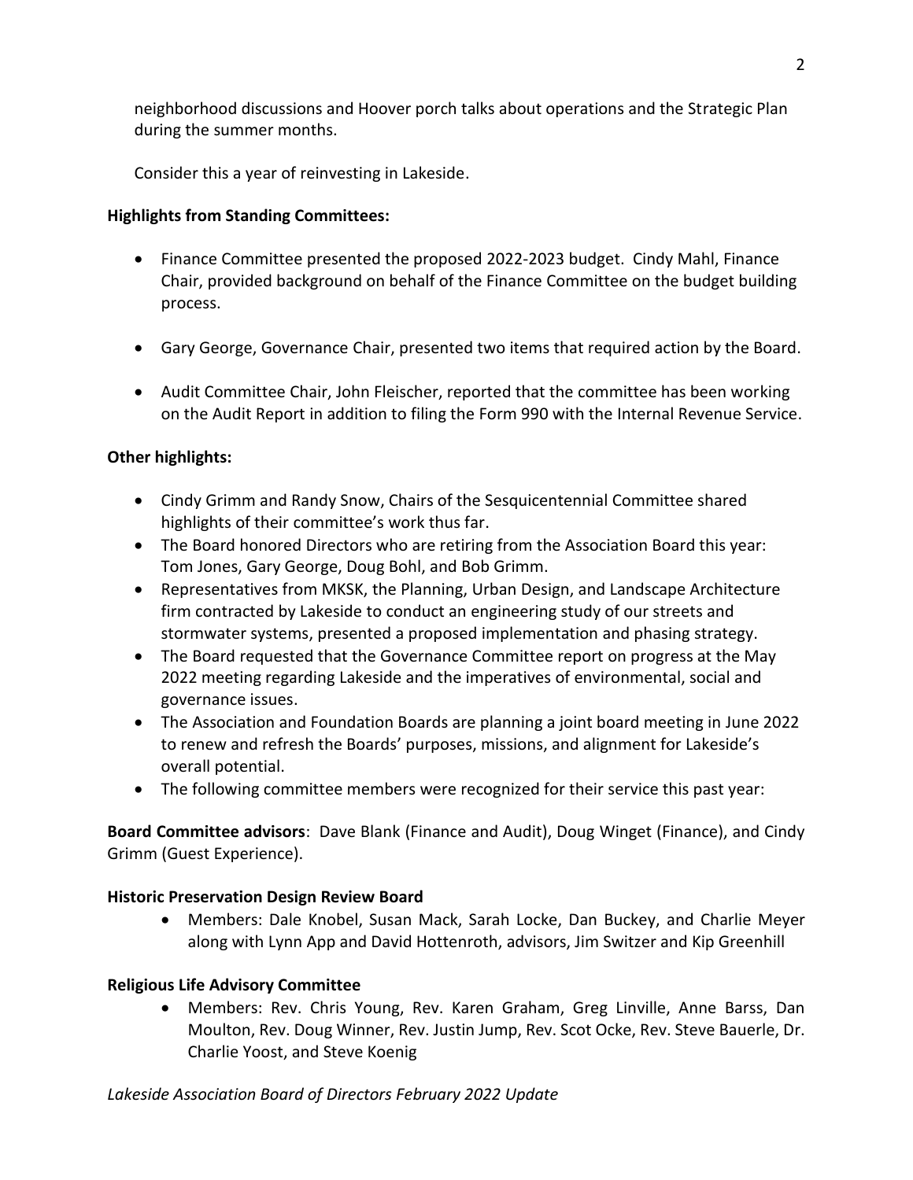neighborhood discussions and Hoover porch talks about operations and the Strategic Plan during the summer months.

Consider this a year of reinvesting in Lakeside.

**Highlights from Standing Committees:**

- Finance Committee presented the proposed 2022-2023 budget. Cindy Mahl, Finance Chair, provided background on behalf of the Finance Committee on the budget building process.

- Gary George, Governance Chair, presented two items that required action by the Board.

- Audit Committee Chair, John Fleischer, reported that the committee has been working on the Audit Report in addition to filing the Form 990 with the Internal Revenue Service.

**Other highlights:**

- Cindy Grimm and Randy Snow, Chairs of the Sesquicentennial Committee shared highlights of their committee's work thus far.
- The Board honored Directors who are retiring from the Association Board this year: Tom Jones, Gary George, Doug Bohl, and Bob Grimm.
- Representatives from MKSK, the Planning, Urban Design, and Landscape Architecture firm contracted by Lakeside to conduct an engineering study of our streets and stormwater systems, presented a proposed implementation and phasing strategy.
- The Board requested that the Governance Committee report on progress at the May 2022 meeting regarding Lakeside and the imperatives of environmental, social and governance issues.
- The Association and Foundation Boards are planning a joint board meeting in June 2022 to renew and refresh the Boards' purposes, missions, and alignment for Lakeside's overall potential.
- The following committee members were recognized for their service this past year:

**Board Committee advisors**: Dave Blank (Finance and Audit), Doug Winget (Finance), and Cindy Grimm (Guest Experience).

**Historic Preservation Design Review Board**

- Members: Dale Knobel, Susan Mack, Sarah Locke, Dan Buckey, and Charlie Meyer along with Lynn App and David Hottenroth, advisors, Jim Switzer and Kip Greenhill

**Religious Life Advisory Committee**

- Members: Rev. Chris Young, Rev. Karen Graham, Greg Linville, Anne Barss, Dan Moulton, Rev. Doug Winner, Rev. Justin Jump, Rev. Scot Ocke, Rev. Steve Bauerle, Dr. Charlie Yoost, and Steve Koenig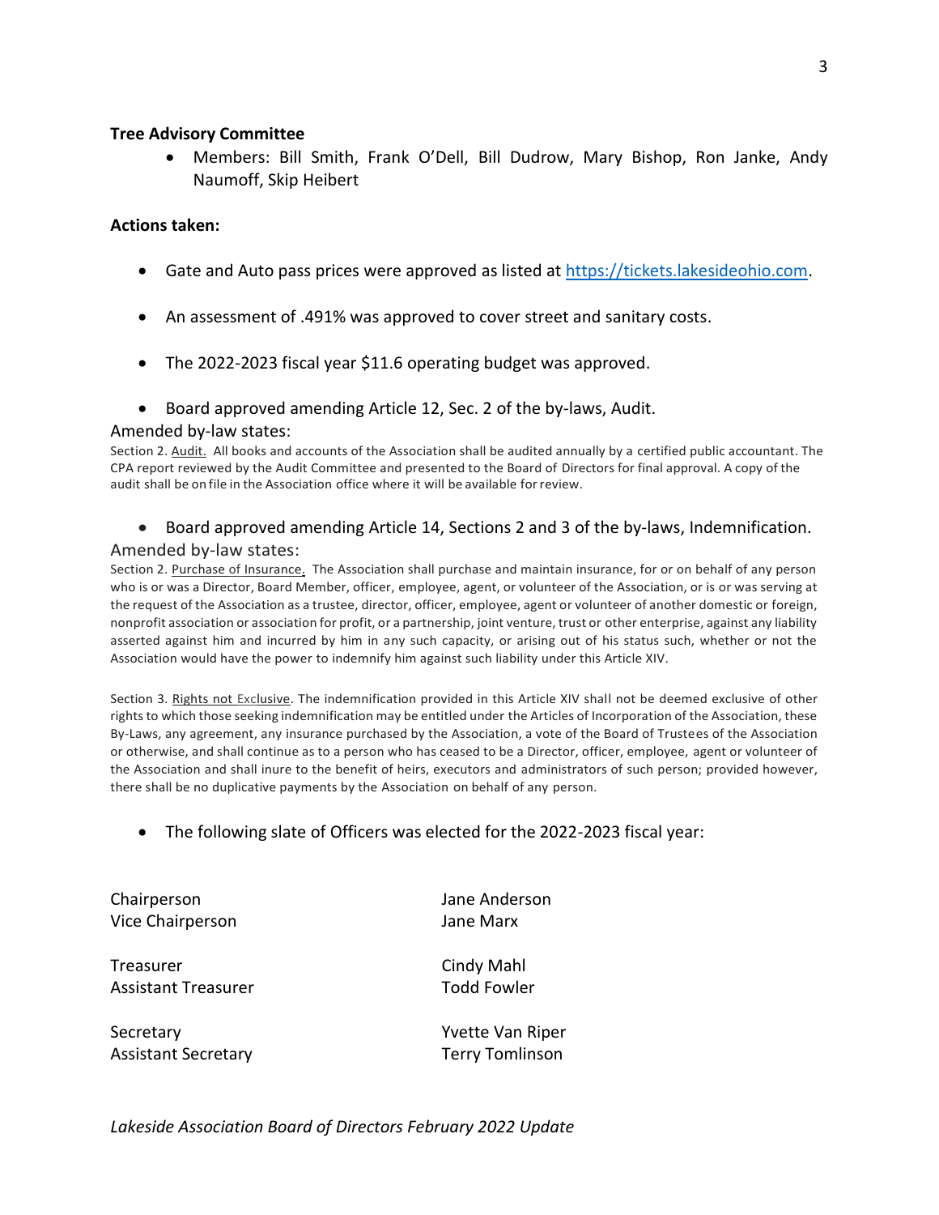**Tree Advisory Committee**

- Members: Bill Smith, Frank O'Dell, Bill Dudrow, Mary Bishop, Ron Janke, Andy Naumoff, Skip Heibert

**Actions taken:**

- Gate and Auto pass prices were approved as listed at [https://tickets.lakesideohio.com](https://tickets.lakesideohio.com).

- An assessment of .491% was approved to cover street and sanitary costs.

- The 2022-2023 fiscal year $11.6 operating budget was approved.

- Board approved amending Article 12, Sec. 2 of the by-laws, Audit.

Amended by-law states:

Section 2. Audit. All books and accounts of the Association shall be audited annually by a certified public accountant. The CPA report reviewed by the Audit Committee and presented to the Board of Directors for final approval. A copy of the audit shall be on file in the Association office where it will be available for review.

- Board approved amending Article 14, Sections 2 and 3 of the by-laws, Indemnification.

Amended by-law states:

Section 2. Purchase of Insurance. The Association shall purchase and maintain insurance, for or on behalf of any person who is or was a Director, Board Member, officer, employee, agent, or volunteer of the Association, or is or was serving at the request of the Association as a trustee, director, officer, employee, agent or volunteer of another domestic or foreign, nonprofit association or association for profit, or a partnership, joint venture, trust or other enterprise, against any liability asserted against him and incurred by him in any such capacity, or arising out of his status such, whether or not the Association would have the power to indemnify him against such liability under this Article XIV.

Section 3. Rights not Exclusive. The indemnification provided in this Article XIV shall not be deemed exclusive of other rights to which those seeking indemnification may be entitled under the Articles of Incorporation of the Association, these By-Laws, any agreement, any insurance purchased by the Association, a vote of the Board of Trustees of the Association or otherwise, and shall continue as to a person who has ceased to be a Director, officer, employee, agent or volunteer of the Association and shall inure to the benefit of heirs, executors and administrators of such person; provided however, there shall be no duplicative payments by the Association on behalf of any person.

- The following slate of Officers was elected for the 2022-2023 fiscal year:

| | |
|---|---|
| Chairperson | Jane Anderson |
| Vice Chairperson | Jane Marx |
| Treasurer | Cindy Mahl |
| Assistant Treasurer | Todd Fowler |
| Secretary | Yvette Van Riper |
| Assistant Secretary | Terry Tomlinson |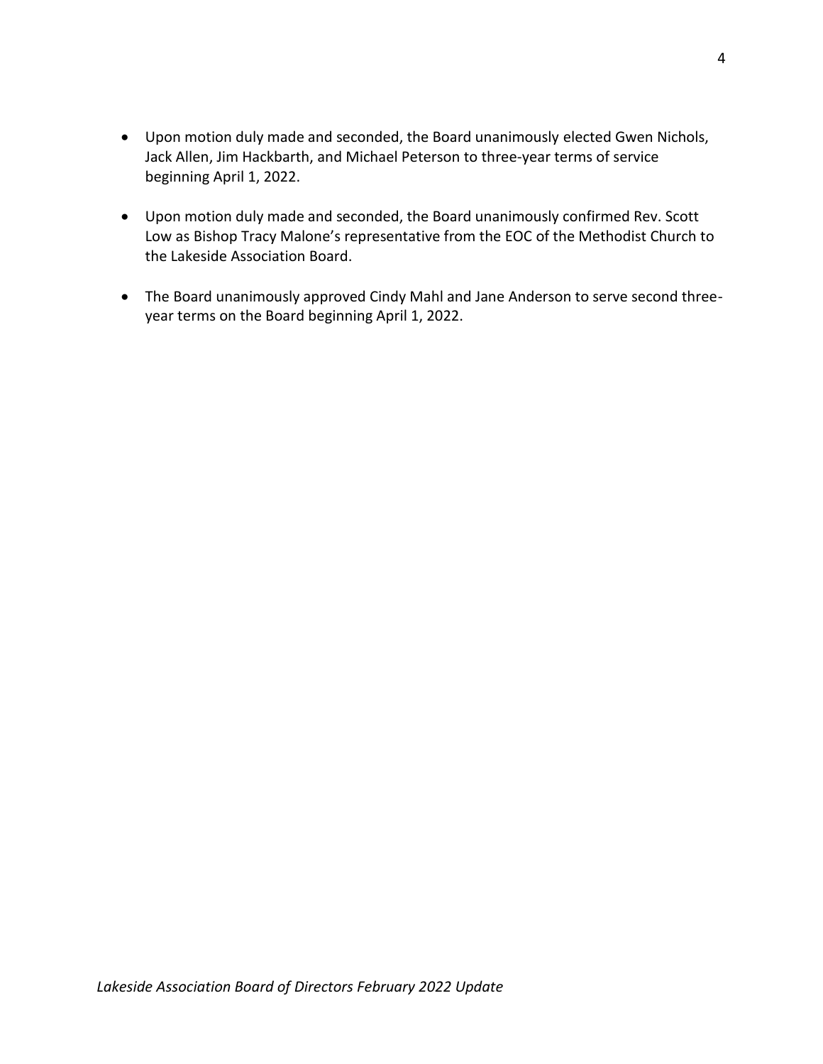- Upon motion duly made and seconded, the Board unanimously elected Gwen Nichols, Jack Allen, Jim Hackbarth, and Michael Peterson to three-year terms of service beginning April 1, 2022.

- Upon motion duly made and seconded, the Board unanimously confirmed Rev. Scott Low as Bishop Tracy Malone's representative from the EOC of the Methodist Church to the Lakeside Association Board.

- The Board unanimously approved Cindy Mahl and Jane Anderson to serve second three-year terms on the Board beginning April 1, 2022.